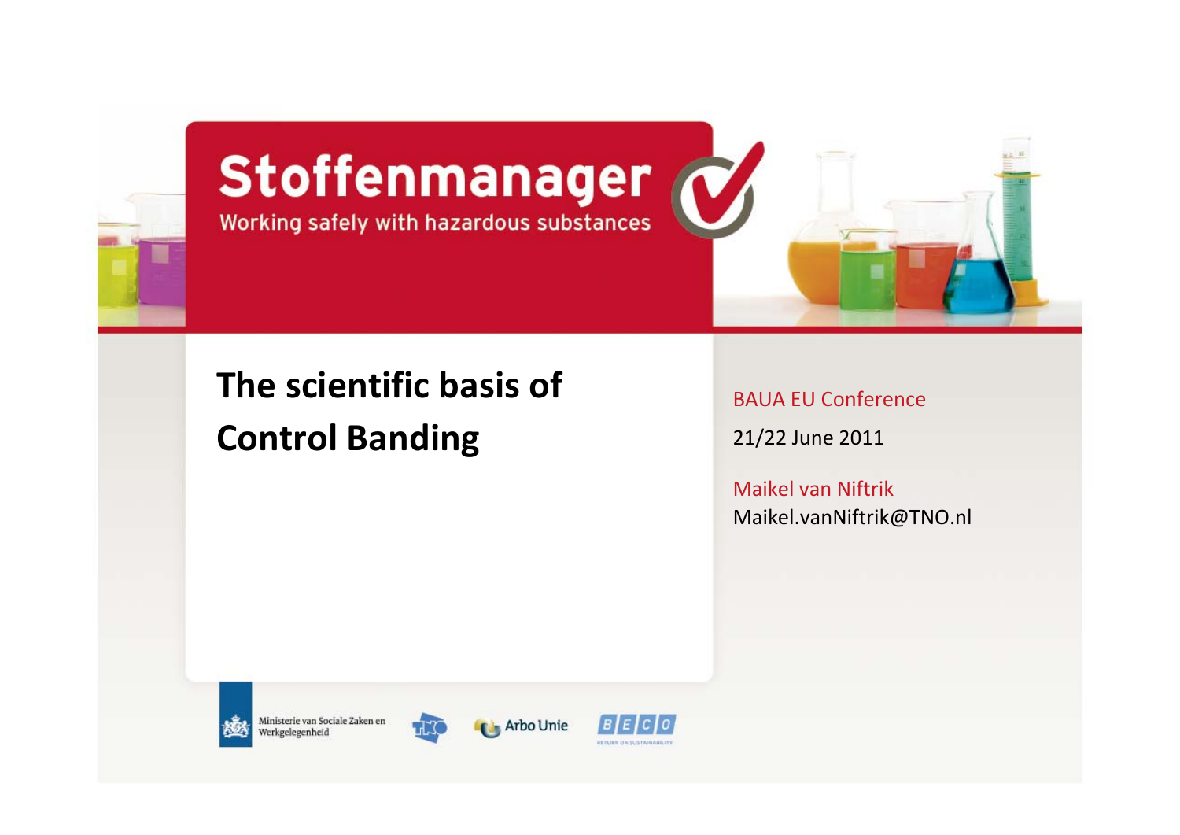# Stoffenmanager

Working safely with hazardous substances

## The scientific basis of Control Banding

BAUA EU Conference

21/22 June 2011

Maikel van Niftrik

Maikel.vanNiftrik@TNO.nl

Ministerie van Sociale Zaken en Werkgelegenheid

TNO

Arbo Unie

BECO

RETURN ON SUSTAINABILITY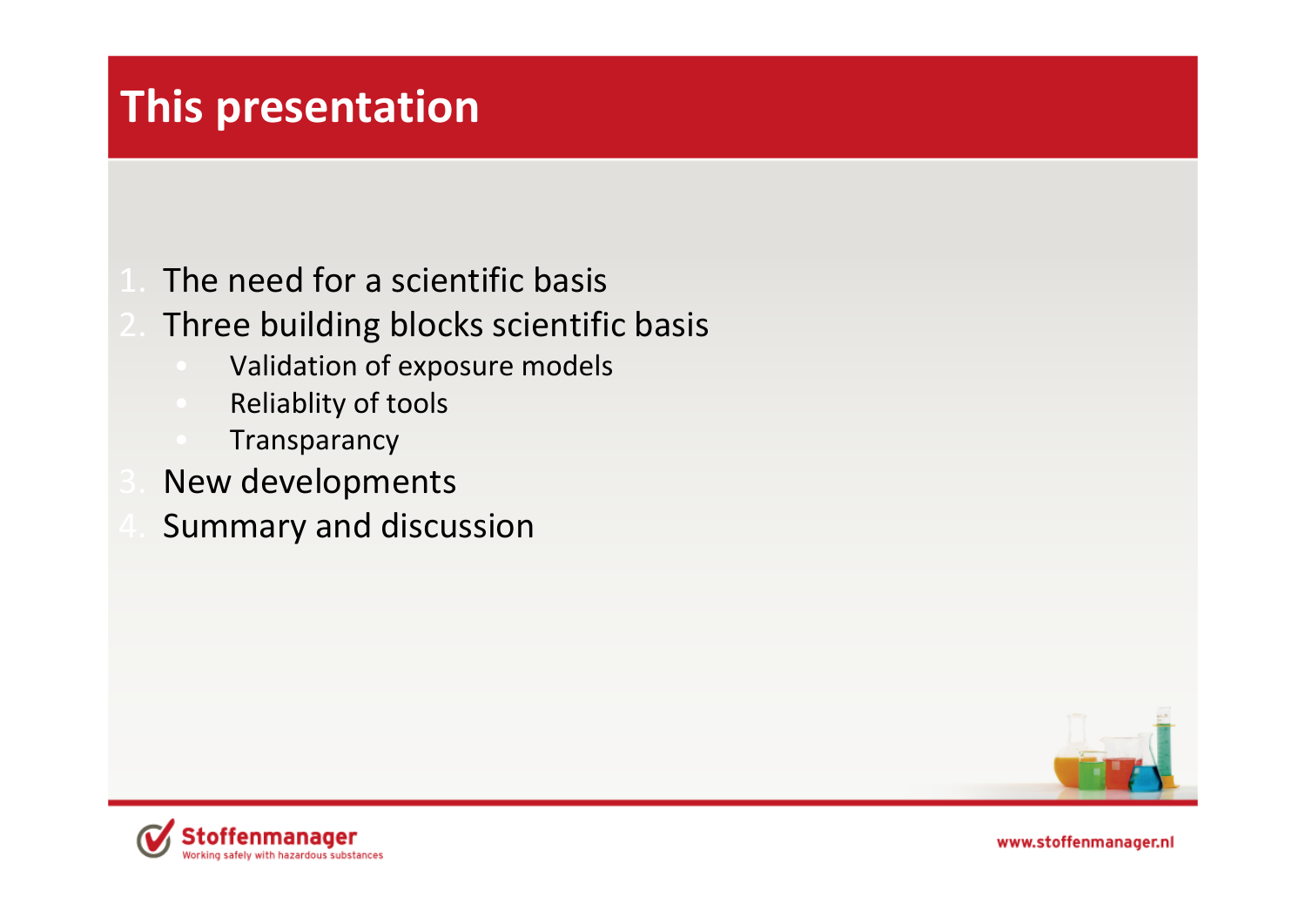# This presentation

1. The need for a scientific basis
2. Three building blocks scientific basis
   - Validation of exposure models
   - Reliablity of tools
   - Transparancy
3. New developments
4. Summary and discussion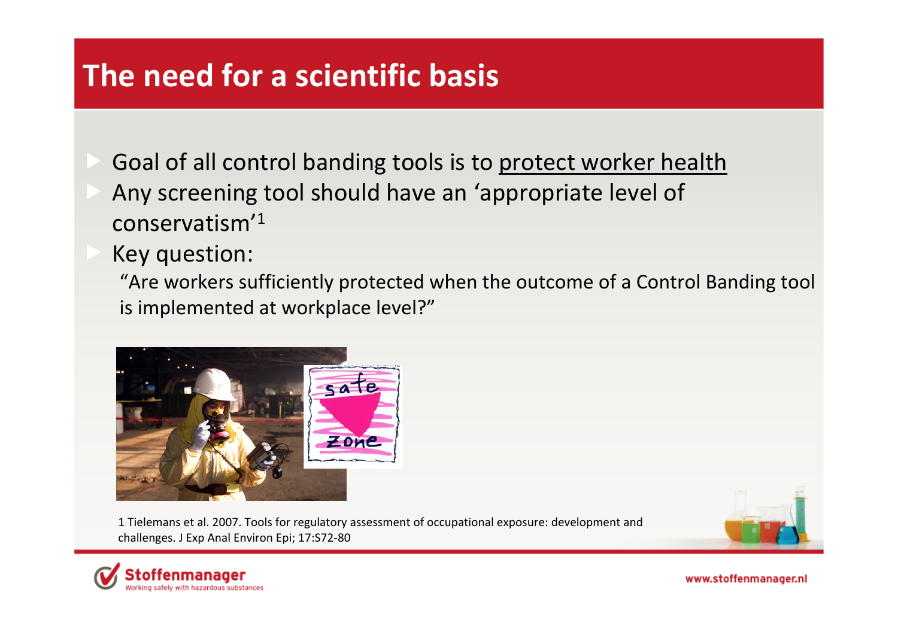# The need for a scientific basis

- Goal of all control banding tools is to <u>protect worker health</u>
- Any screening tool should have an 'appropriate level of conservatism'[1]
- Key question:

  "Are workers sufficiently protected when the outcome of a Control Banding tool is implemented at workplace level?"

1 Tielemans et al. 2007. Tools for regulatory assessment of occupational exposure: development and challenges. J Exp Anal Environ Epi; 17:S72-80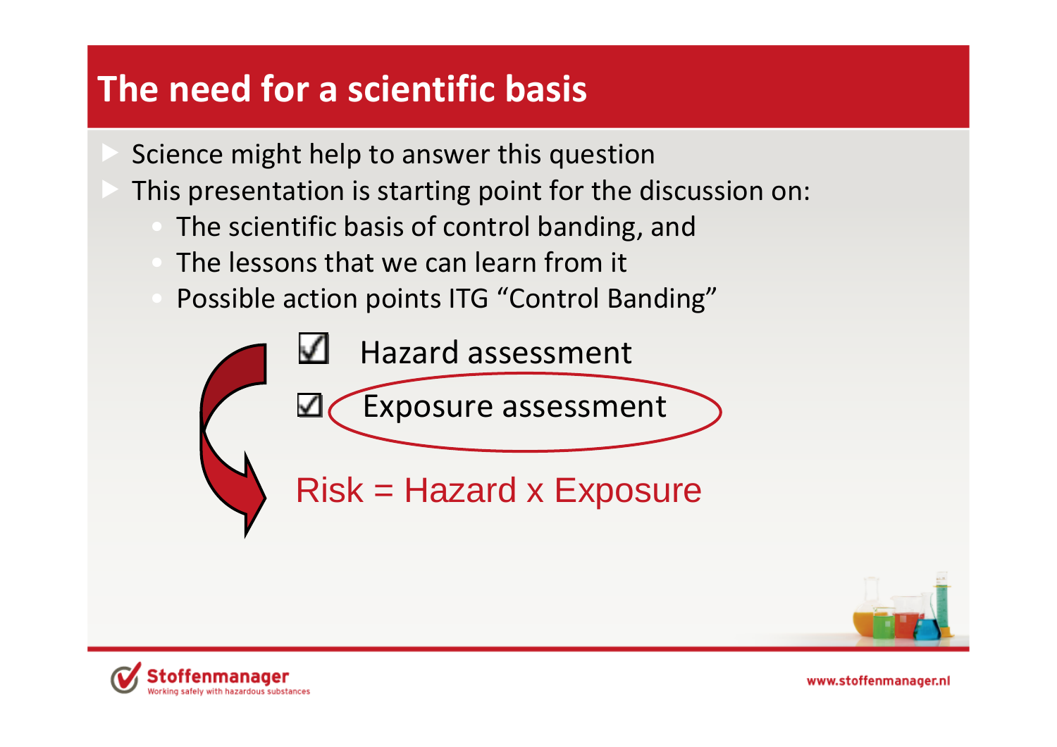# The need for a scientific basis

- Science might help to answer this question
- This presentation is starting point for the discussion on:
  - The scientific basis of control banding, and
  - The lessons that we can learn from it
  - Possible action points ITG "Control Banding"

☑ Hazard assessment

☑ Exposure assessment

Risk = Hazard x Exposure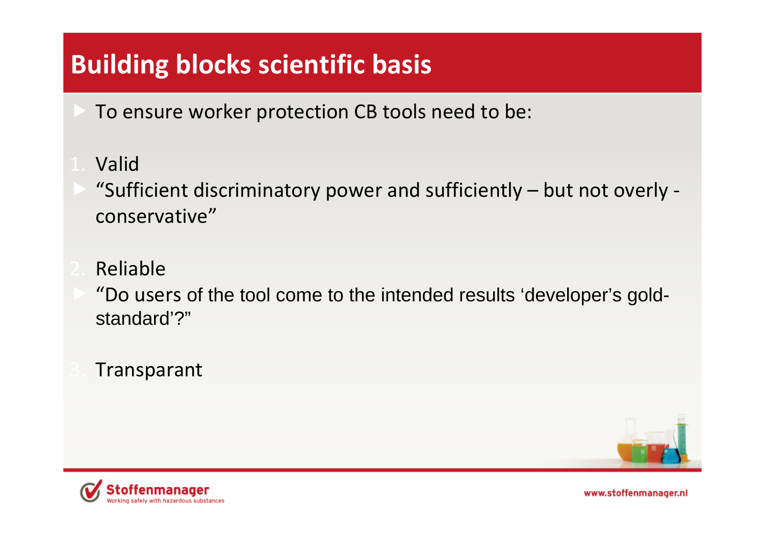# Building blocks scientific basis

- To ensure worker protection CB tools need to be:

1. Valid
   - “Sufficient discriminatory power and sufficiently – but not overly - conservative”

2. Reliable
   - “Do users of the tool come to the intended results ‘developer’s gold-standard’?”

3. Transparant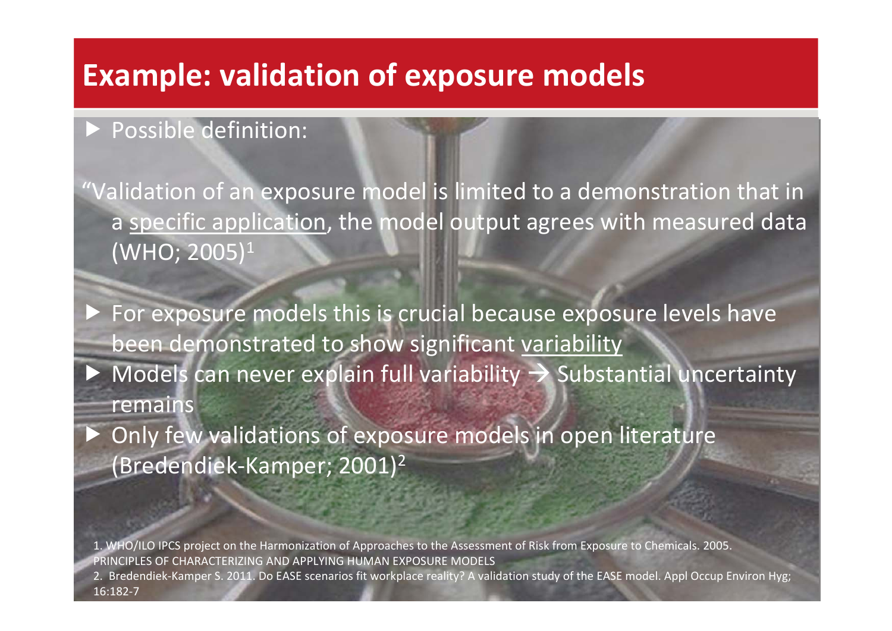# Example: validation of exposure models

- Possible definition:

"Validation of an exposure model is limited to a demonstration that in a specific application, the model output agrees with measured data (WHO; 2005)[1]

- For exposure models this is crucial because exposure levels have been demonstrated to show significant variability
- Models can never explain full variability → Substantial uncertainty remains
- Only few validations of exposure models in open literature (Bredendiek-Kamper; 2001)[2]

1. WHO/ILO IPCS project on the Harmonization of Approaches to the Assessment of Risk from Exposure to Chemicals. 2005. PRINCIPLES OF CHARACTERIZING AND APPLYING HUMAN EXPOSURE MODELS
2. Bredendiek-Kamper S. 2011. Do EASE scenarios fit workplace reality? A validation study of the EASE model. Appl Occup Environ Hyg; 16:182-7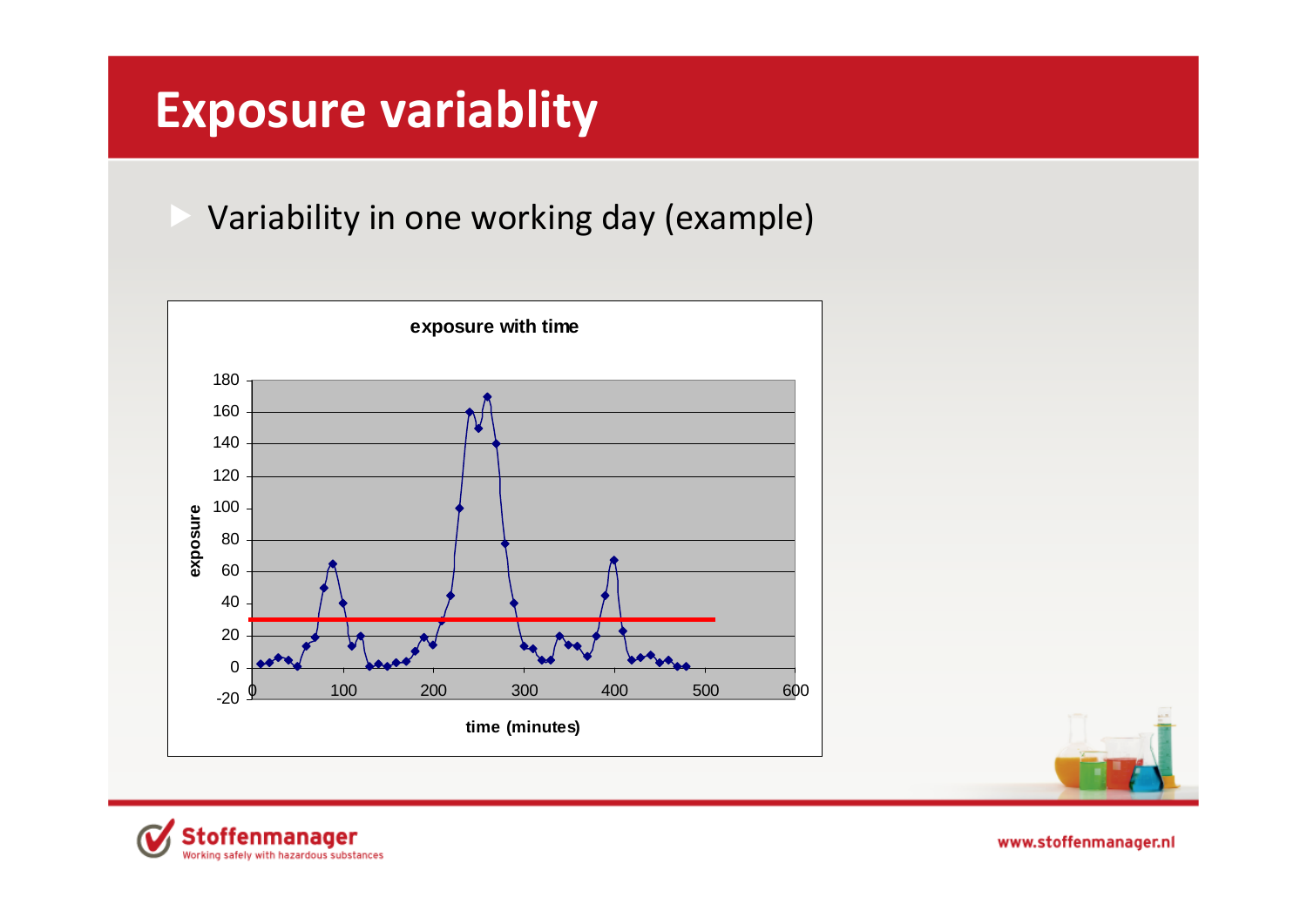# Exposure variablity

- Variability in one working day (example)

**exposure with time**

exposure

180
160
140
120
100
80
60
40
20
0
-20

0 100 200 300 400 500 600

**time (minutes)**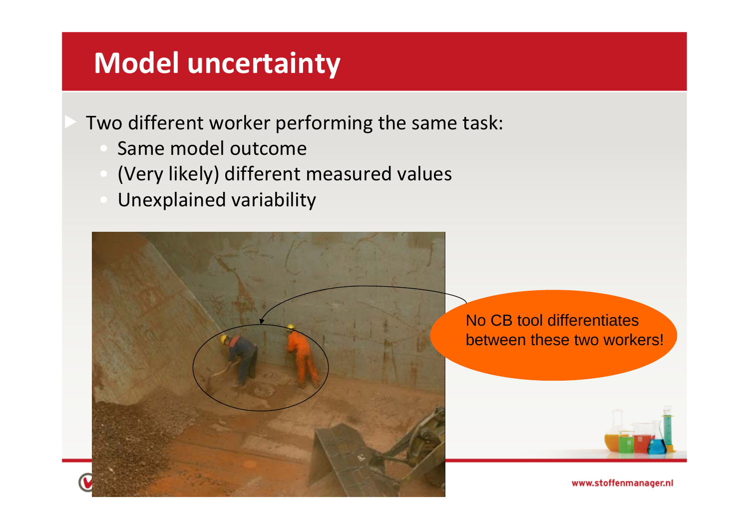# Model uncertainty

- Two different worker performing the same task:
  - Same model outcome
  - (Very likely) different measured values
  - Unexplained variability

No CB tool differentiates between these two workers!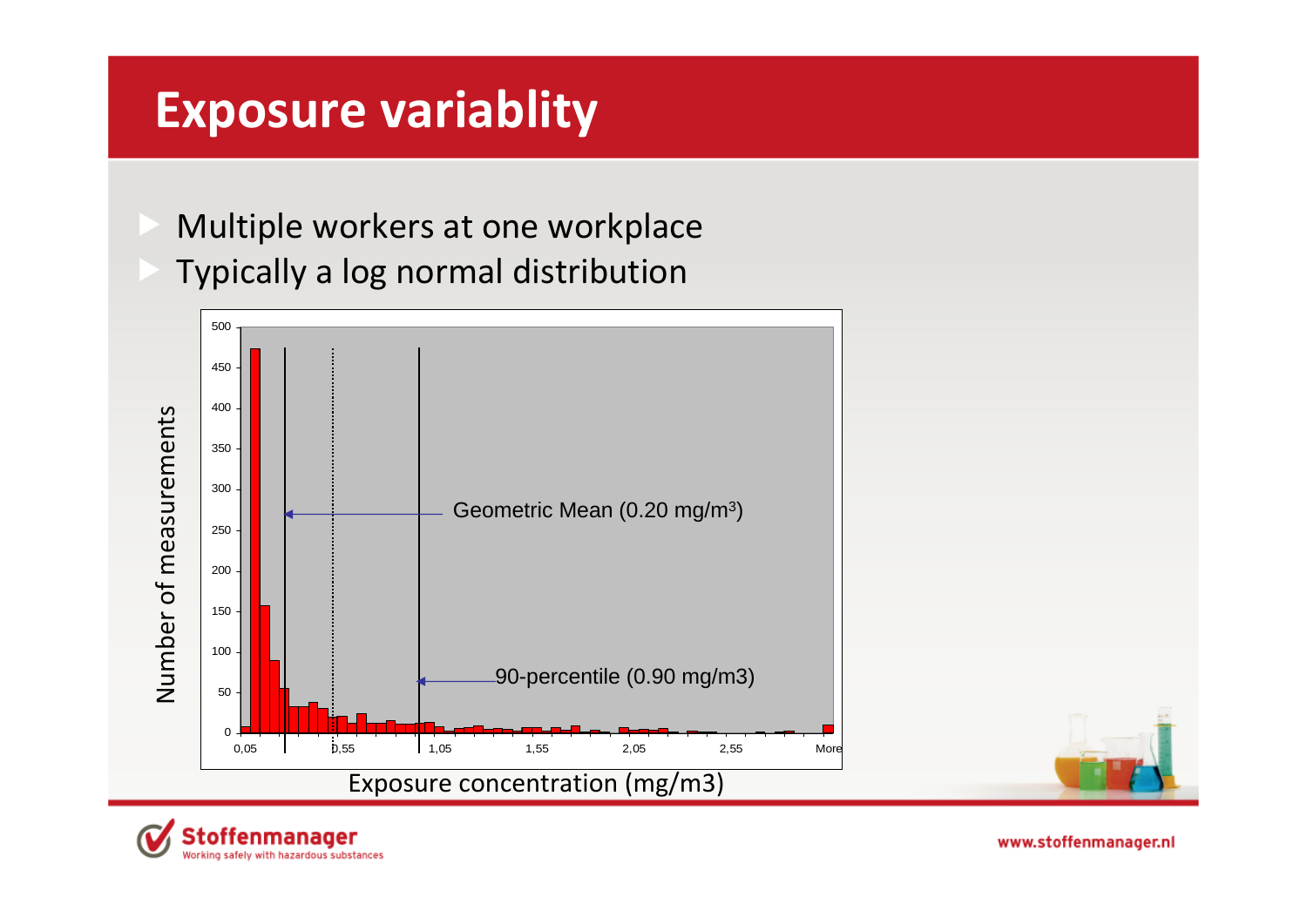# Exposure variablity

- Multiple workers at one workplace
- Typically a log normal distribution

Number of measurements

500
450
400
350
300
250
200
150
100
50
0

0,05 0,55 1,05 1,55 2,05 2,55 More

Geometric Mean (0.20 mg/m³)

90-percentile (0.90 mg/m3)

Exposure concentration (mg/m3)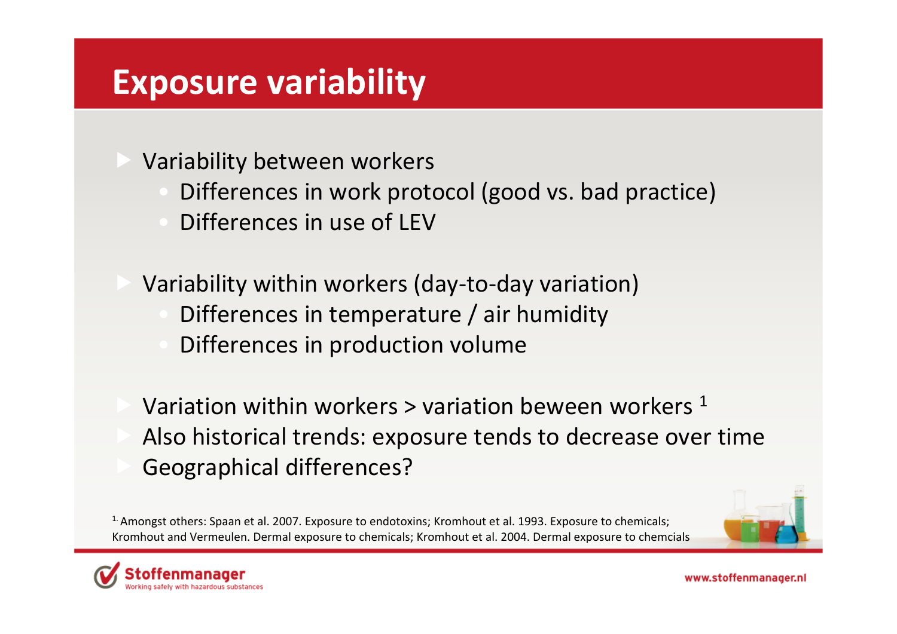# Exposure variability

- Variability between workers
  - Differences in work protocol (good vs. bad practice)
  - Differences in use of LEV
- Variability within workers (day-to-day variation)
  - Differences in temperature / air humidity
  - Differences in production volume
- Variation within workers > variation beween workers [1]
- Also historical trends: exposure tends to decrease over time
- Geographical differences?

[1] Amongst others: Spaan et al. 2007. Exposure to endotoxins; Kromhout et al. 1993. Exposure to chemicals; Kromhout and Vermeulen. Dermal exposure to chemicals; Kromhout et al. 2004. Dermal exposure to chemcials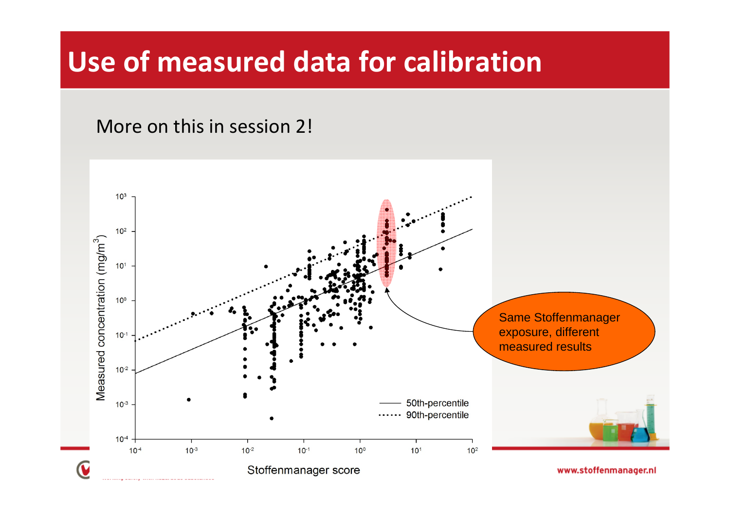# Use of measured data for calibration

More on this in session 2!

Measured concentration (mg/m$^3$)

$10^3$

$10^2$

$10^1$

$10^0$

$10^{-1}$

$10^{-2}$

$10^{-3}$

$10^{-4}$

$10^{-4}$ $10^{-3}$ $10^{-2}$ $10^{-1}$ $10^0$ $10^1$ $10^2$

Stoffenmanager score

50th-percentile

90th-percentile

Same Stoffenmanager exposure, different measured results

www.stoffenmanager.nl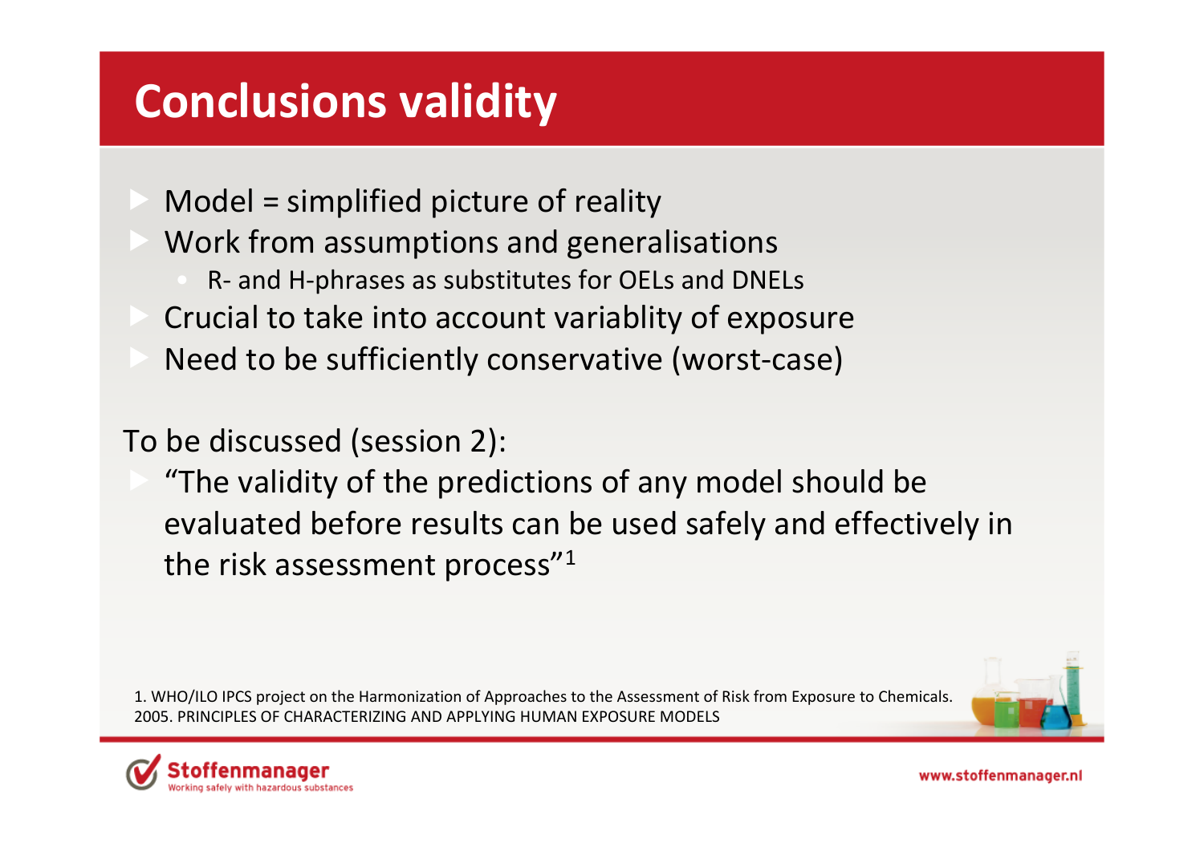# Conclusions validity

- Model = simplified picture of reality
- Work from assumptions and generalisations
  - R- and H-phrases as substitutes for OELs and DNELs
- Crucial to take into account variablity of exposure
- Need to be sufficiently conservative (worst-case)

To be discussed (session 2):

- “The validity of the predictions of any model should be evaluated before results can be used safely and effectively in the risk assessment process”[1]

1. WHO/ILO IPCS project on the Harmonization of Approaches to the Assessment of Risk from Exposure to Chemicals. 2005. PRINCIPLES OF CHARACTERIZING AND APPLYING HUMAN EXPOSURE MODELS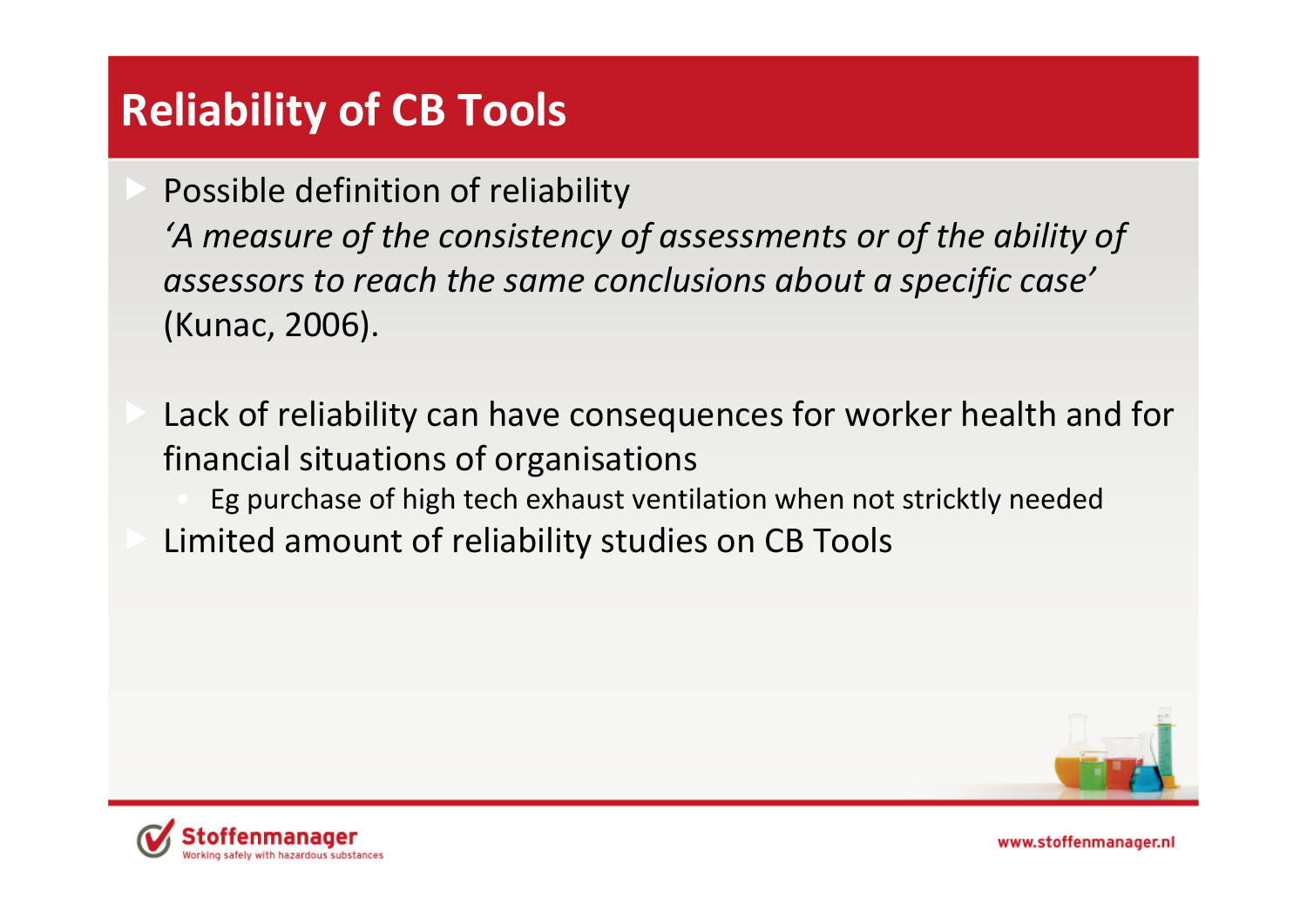# Reliability of CB Tools

- Possible definition of reliability
  *'A measure of the consistency of assessments or of the ability of assessors to reach the same conclusions about a specific case'* (Kunac, 2006).

- Lack of reliability can have consequences for worker health and for financial situations of organisations
  - Eg purchase of high tech exhaust ventilation when not stricktly needed
- Limited amount of reliability studies on CB Tools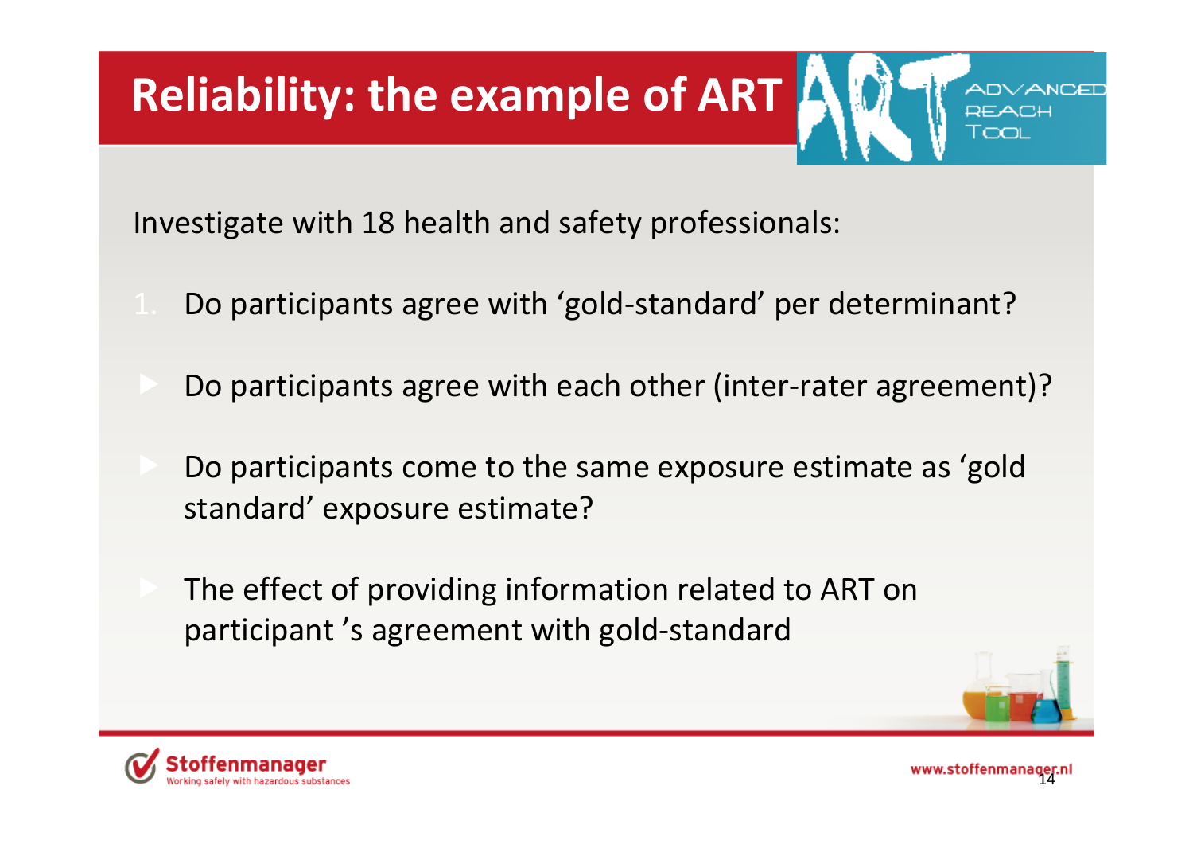# Reliability: the example of ART

Investigate with 18 health and safety professionals:

1. Do participants agree with 'gold-standard' per determinant?

- Do participants agree with each other (inter-rater agreement)?

- Do participants come to the same exposure estimate as 'gold standard' exposure estimate?

- The effect of providing information related to ART on participant 's agreement with gold-standard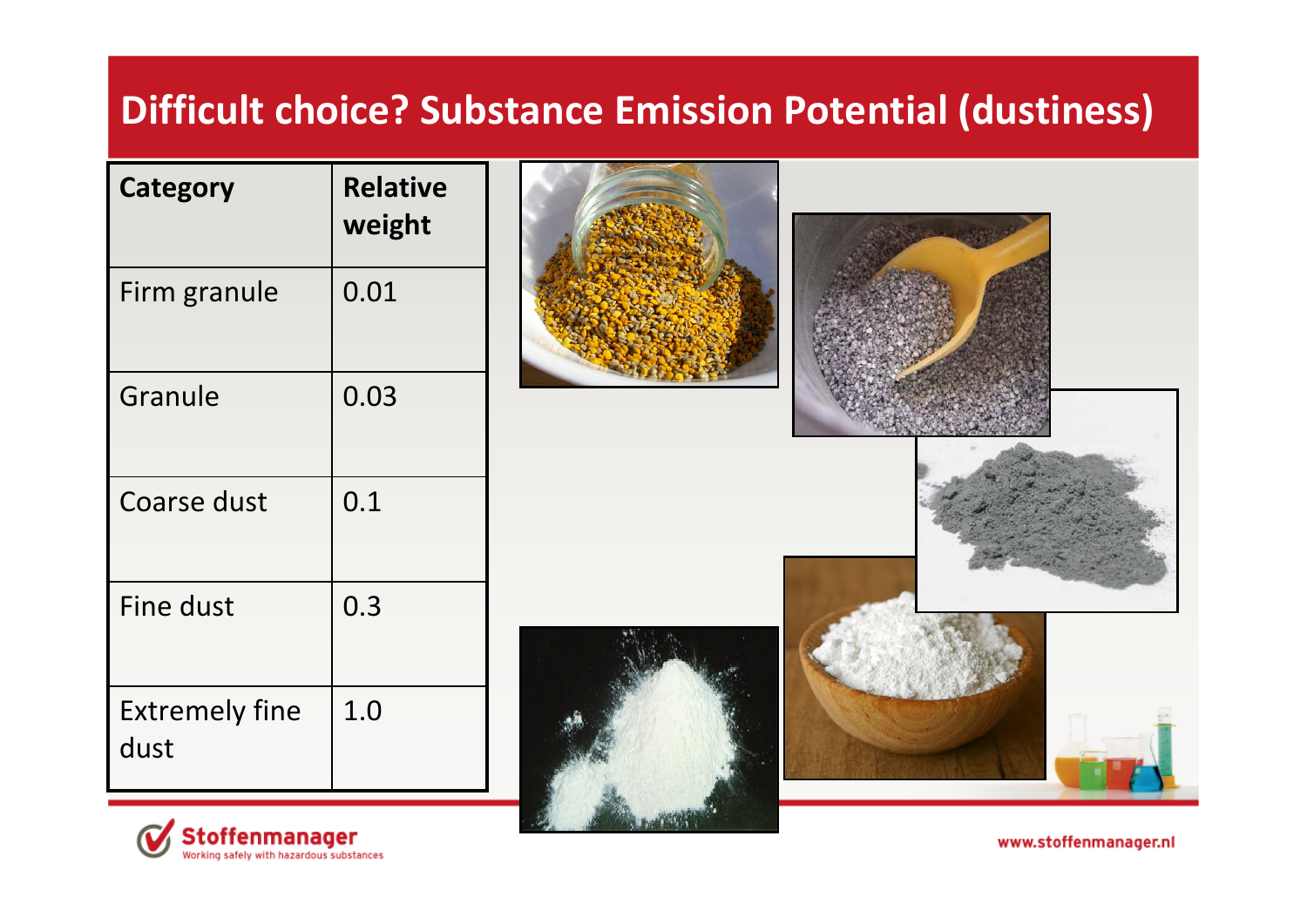# Difficult choice? Substance Emission Potential (dustiness)

| Category | Relative weight |
|---|---|
| Firm granule | 0.01 |
| Granule | 0.03 |
| Coarse dust | 0.1 |
| Fine dust | 0.3 |
| Extremely fine dust | 1.0 |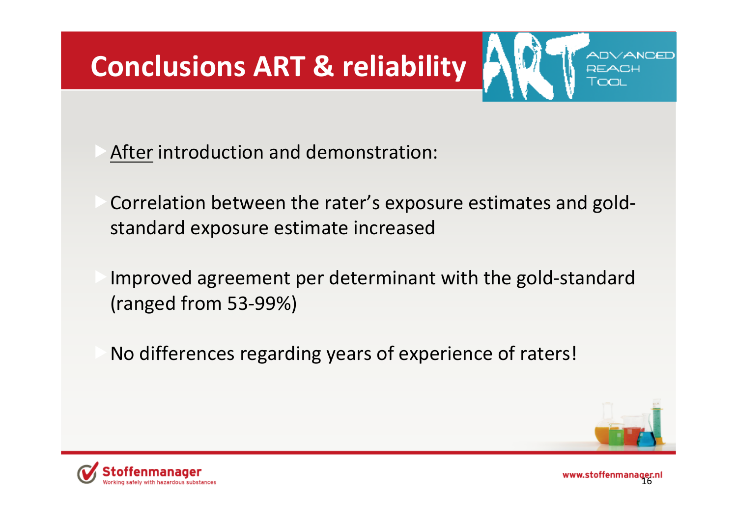# Conclusions ART & reliability

- After introduction and demonstration:
- Correlation between the rater's exposure estimates and gold-standard exposure estimate increased
- Improved agreement per determinant with the gold-standard (ranged from 53-99%)
- No differences regarding years of experience of raters!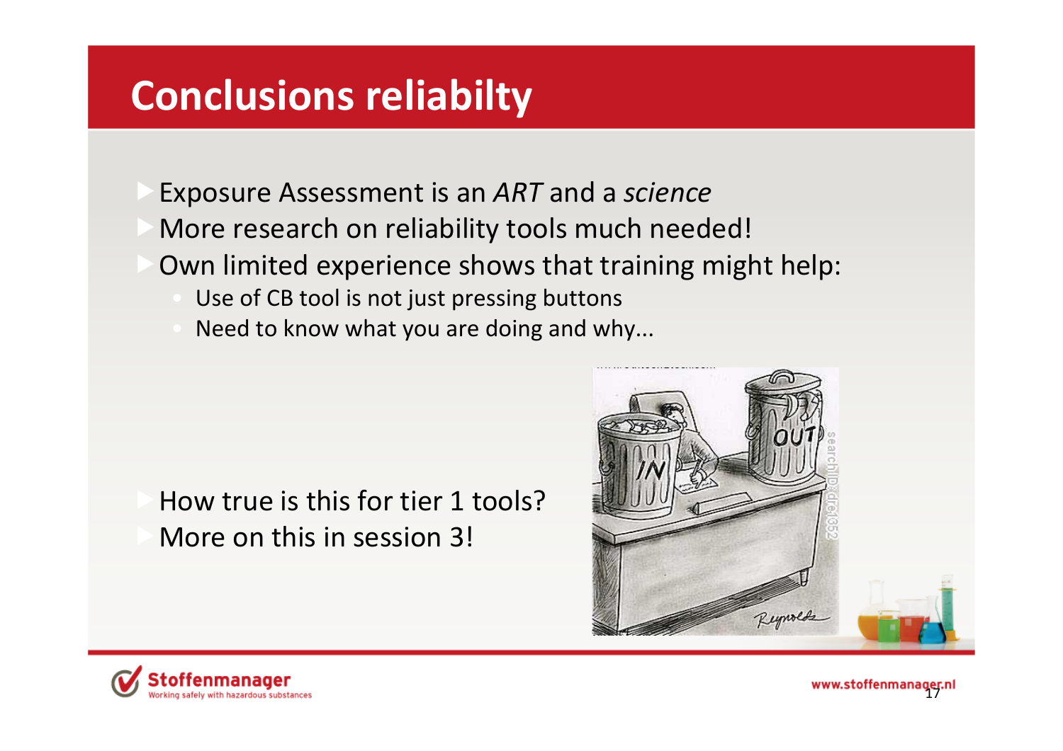# Conclusions reliabilty

- Exposure Assessment is an *ART* and a *science*
- More research on reliability tools much needed!
- Own limited experience shows that training might help:
  - Use of CB tool is not just pressing buttons
  - Need to know what you are doing and why...

- How true is this for tier 1 tools?
- More on this in session 3!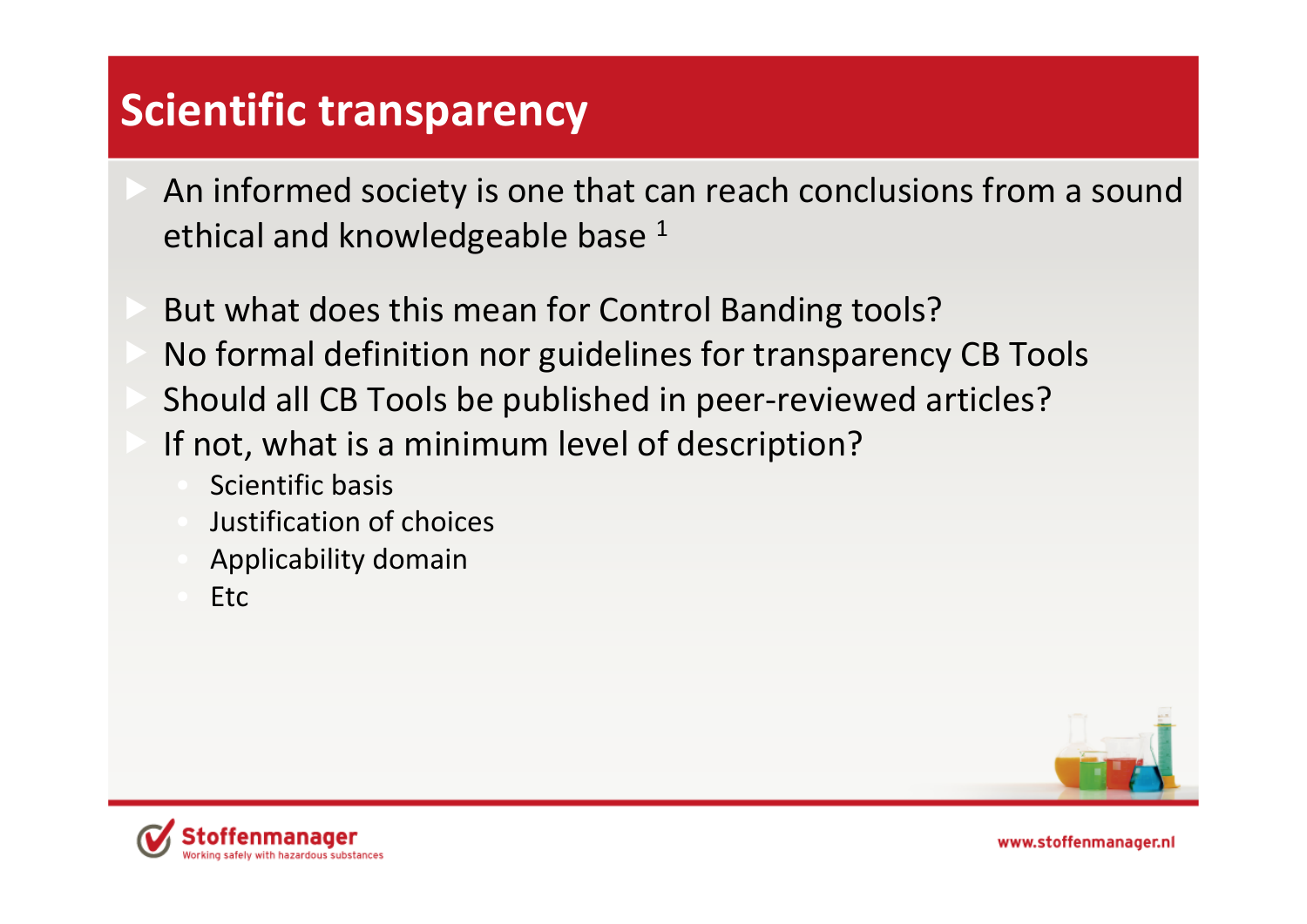# Scientific transparency

- An informed society is one that can reach conclusions from a sound ethical and knowledgeable base [1]
- But what does this mean for Control Banding tools?
- No formal definition nor guidelines for transparency CB Tools
- Should all CB Tools be published in peer-reviewed articles?
- If not, what is a minimum level of description?
  - Scientific basis
  - Justification of choices
  - Applicability domain
  - Etc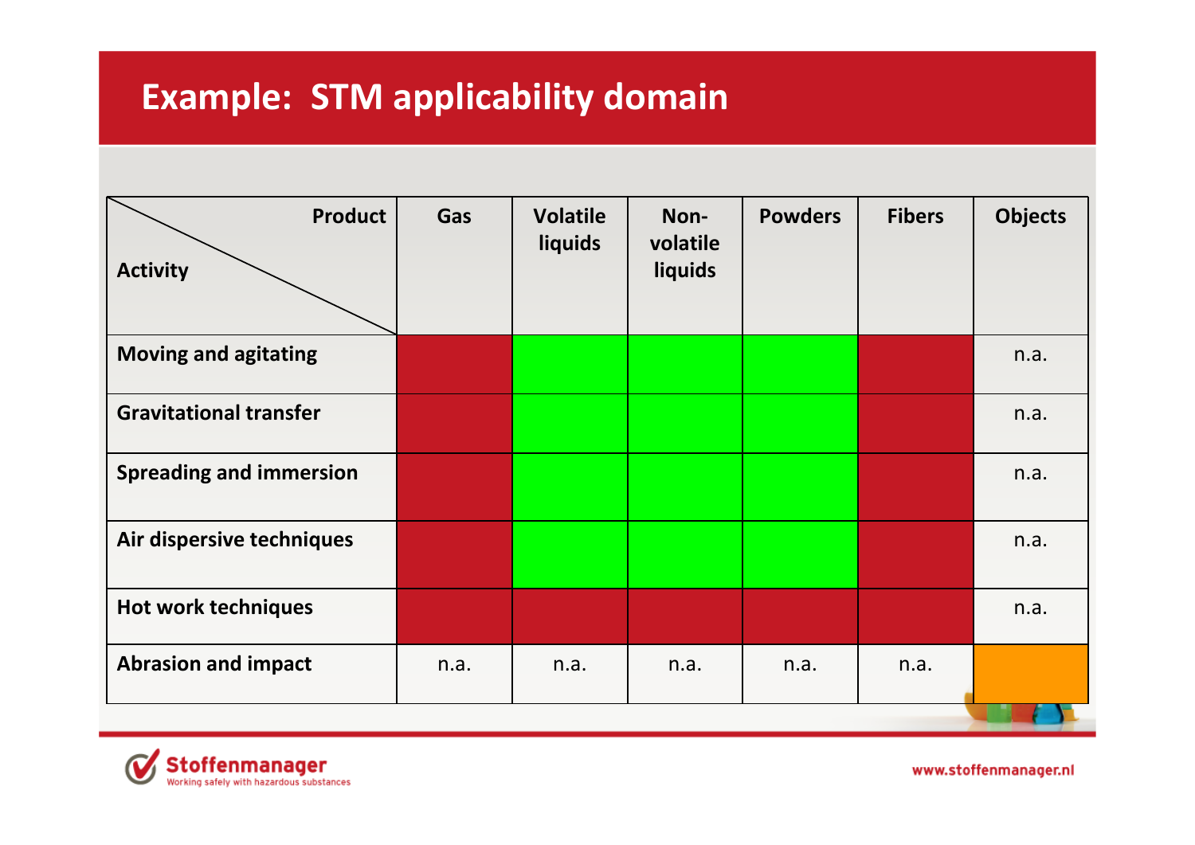# Example: STM applicability domain

| Activity \ Product | Gas | Volatile liquids | Non-volatile liquids | Powders | Fibers | Objects |
|---|---|---|---|---|---|---|
| **Moving and agitating** | Red | Green | Green | Green | Red | n.a. |
| **Gravitational transfer** | Red | Green | Green | Green | Red | n.a. |
| **Spreading and immersion** | Red | Green | Green | Green | Red | n.a. |
| **Air dispersive techniques** | Red | Green | Green | Green | Red | n.a. |
| **Hot work techniques** | Red | Red | Red | Red | Red | n.a. |
| **Abrasion and impact** | n.a. | n.a. | n.a. | n.a. | n.a. | Orange |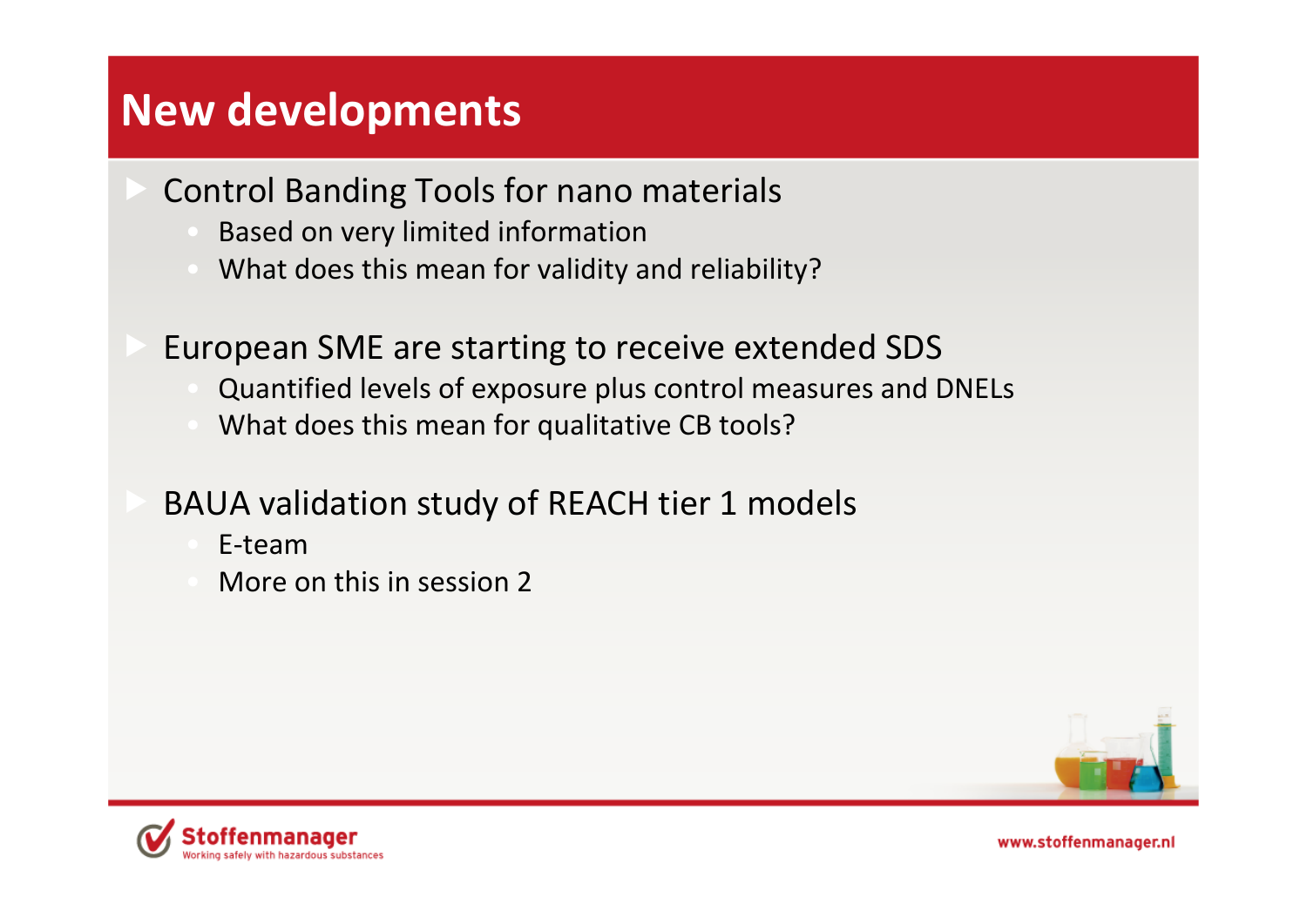# New developments

- Control Banding Tools for nano materials
  - Based on very limited information
  - What does this mean for validity and reliability?

- European SME are starting to receive extended SDS
  - Quantified levels of exposure plus control measures and DNELs
  - What does this mean for qualitative CB tools?

- BAUA validation study of REACH tier 1 models
  - E-team
  - More on this in session 2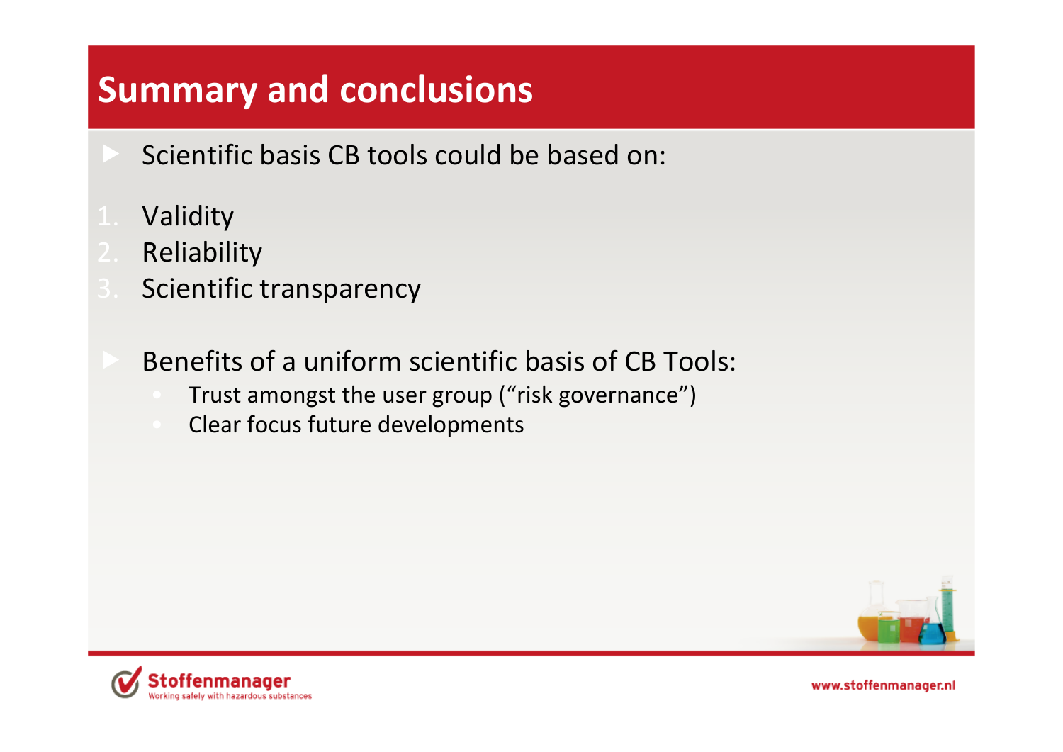# Summary and conclusions

- Scientific basis CB tools could be based on:

1. Validity
2. Reliability
3. Scientific transparency

- Benefits of a uniform scientific basis of CB Tools:
  - Trust amongst the user group (“risk governance”)
  - Clear focus future developments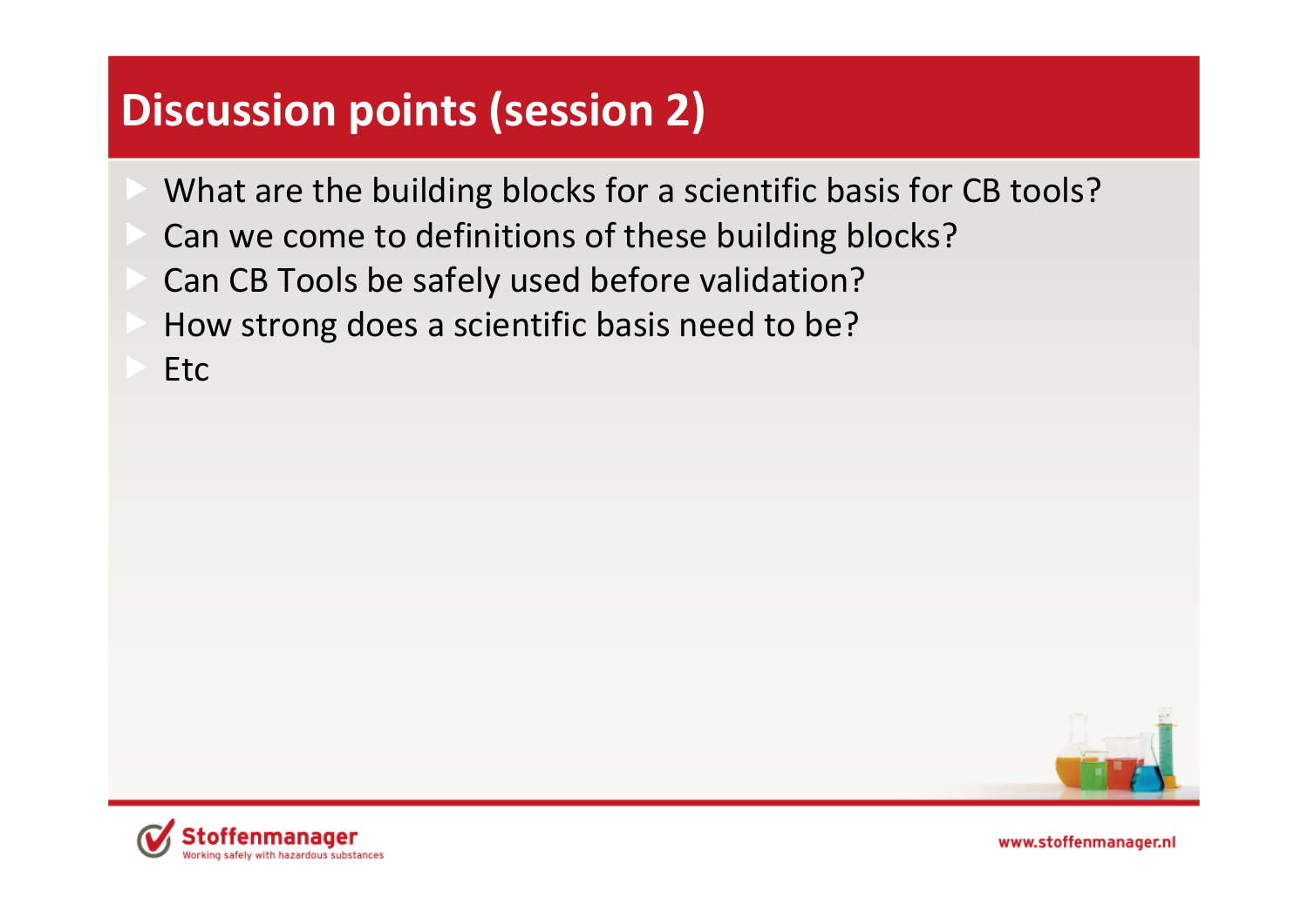# Discussion points (session 2)

- What are the building blocks for a scientific basis for CB tools?
- Can we come to definitions of these building blocks?
- Can CB Tools be safely used before validation?
- How strong does a scientific basis need to be?
- Etc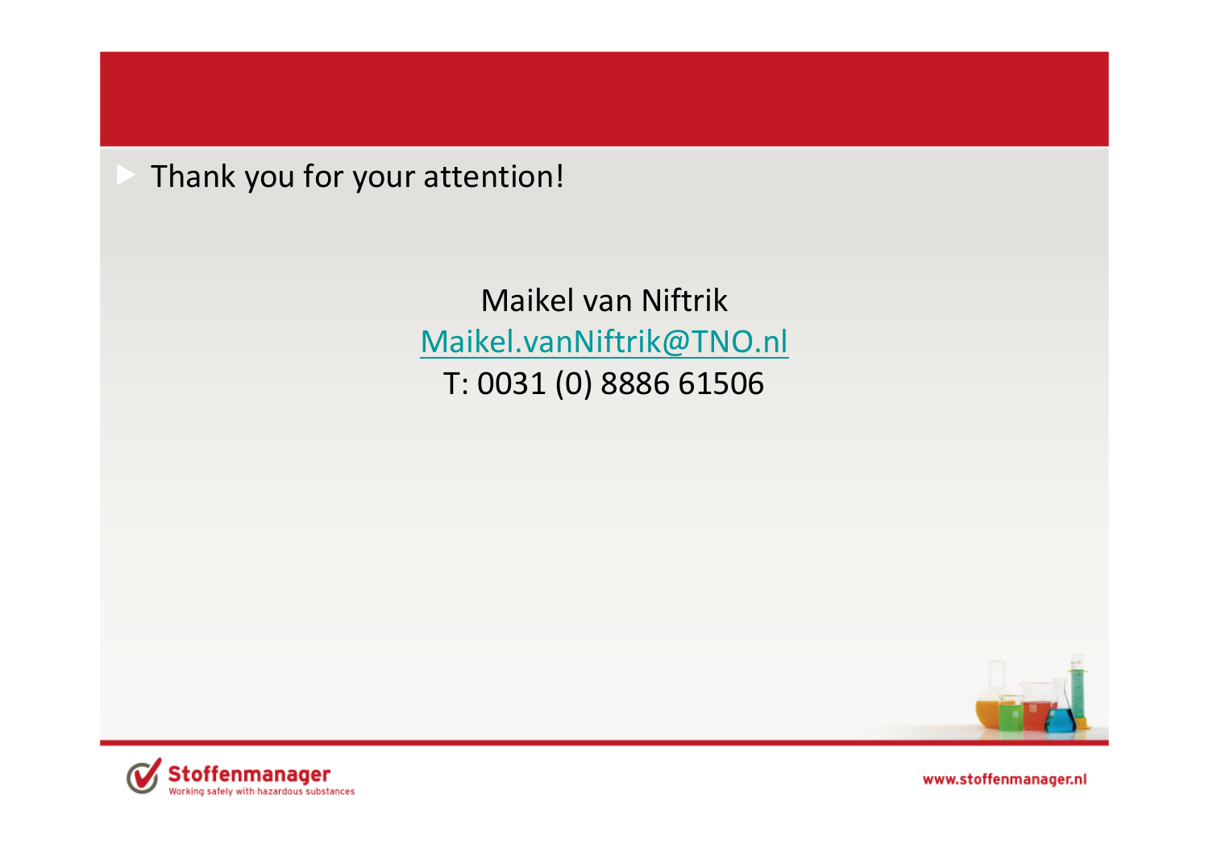- Thank you for your attention!

Maikel van Niftrik

Maikel.vanNiftrik@TNO.nl

T: 0031 (0) 8886 61506